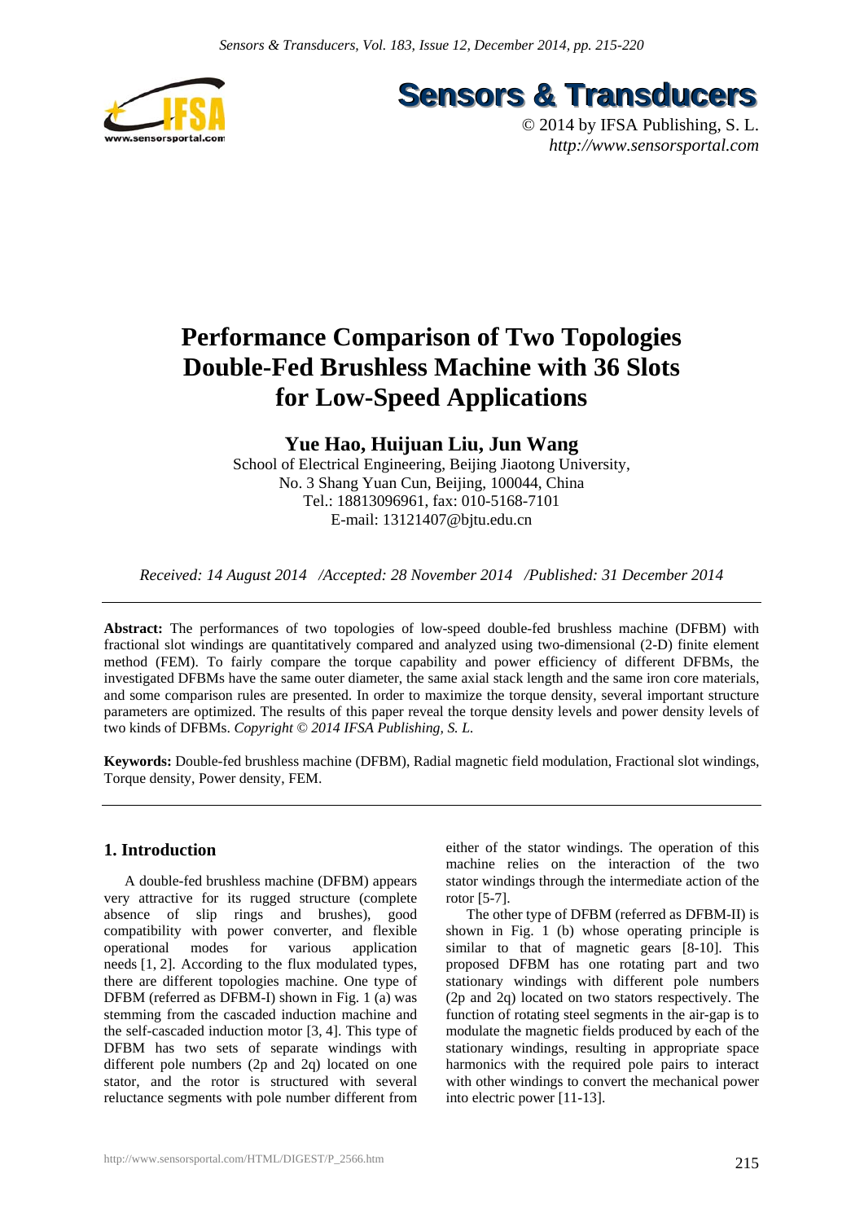# Performance Comparison of Two Topologies Double-Fed Brushless Machine with 36 Slots for Low-Speed Applications

**Yue Hao, Huijuan Liu, Jun Wang**

School of Electrical Engineering, Beijing Jiaotong University, No. 3 Shang Yuan Cun, Beijing, 100044, China
Tel.: 18813096961, fax: 010-5168-7101
E-mail: 13121407@bjtu.edu.cn

*Received: 14 August 2014 /Accepted: 28 November 2014 /Published: 31 December 2014*

**Abstract:** The performances of two topologies of low-speed double-fed brushless machine (DFBM) with fractional slot windings are quantitatively compared and analyzed using two-dimensional (2-D) finite element method (FEM). To fairly compare the torque capability and power efficiency of different DFBMs, the investigated DFBMs have the same outer diameter, the same axial stack length and the same iron core materials, and some comparison rules are presented. In order to maximize the torque density, several important structure parameters are optimized. The results of this paper reveal the torque density levels and power density levels of two kinds of DFBMs. *Copyright © 2014 IFSA Publishing, S. L.*

**Keywords:** Double-fed brushless machine (DFBM), Radial magnetic field modulation, Fractional slot windings, Torque density, Power density, FEM.

## 1. Introduction

A double-fed brushless machine (DFBM) appears very attractive for its rugged structure (complete absence of slip rings and brushes), good compatibility with power converter, and flexible operational modes for various application needs [1, 2]. According to the flux modulated types, there are different topologies machine. One type of DFBM (referred as DFBM-I) shown in Fig. 1 (a) was stemming from the cascaded induction machine and the self-cascaded induction motor [3, 4]. This type of DFBM has two sets of separate windings with different pole numbers (2p and 2q) located on one stator, and the rotor is structured with several reluctance segments with pole number different from either of the stator windings. The operation of this machine relies on the interaction of the two stator windings through the intermediate action of the rotor [5-7].

The other type of DFBM (referred as DFBM-II) is shown in Fig. 1 (b) whose operating principle is similar to that of magnetic gears [8-10]. This proposed DFBM has one rotating part and two stationary windings with different pole numbers (2p and 2q) located on two stators respectively. The function of rotating steel segments in the air-gap is to modulate the magnetic fields produced by each of the stationary windings, resulting in appropriate space harmonics with the required pole pairs to interact with other windings to convert the mechanical power into electric power [11-13].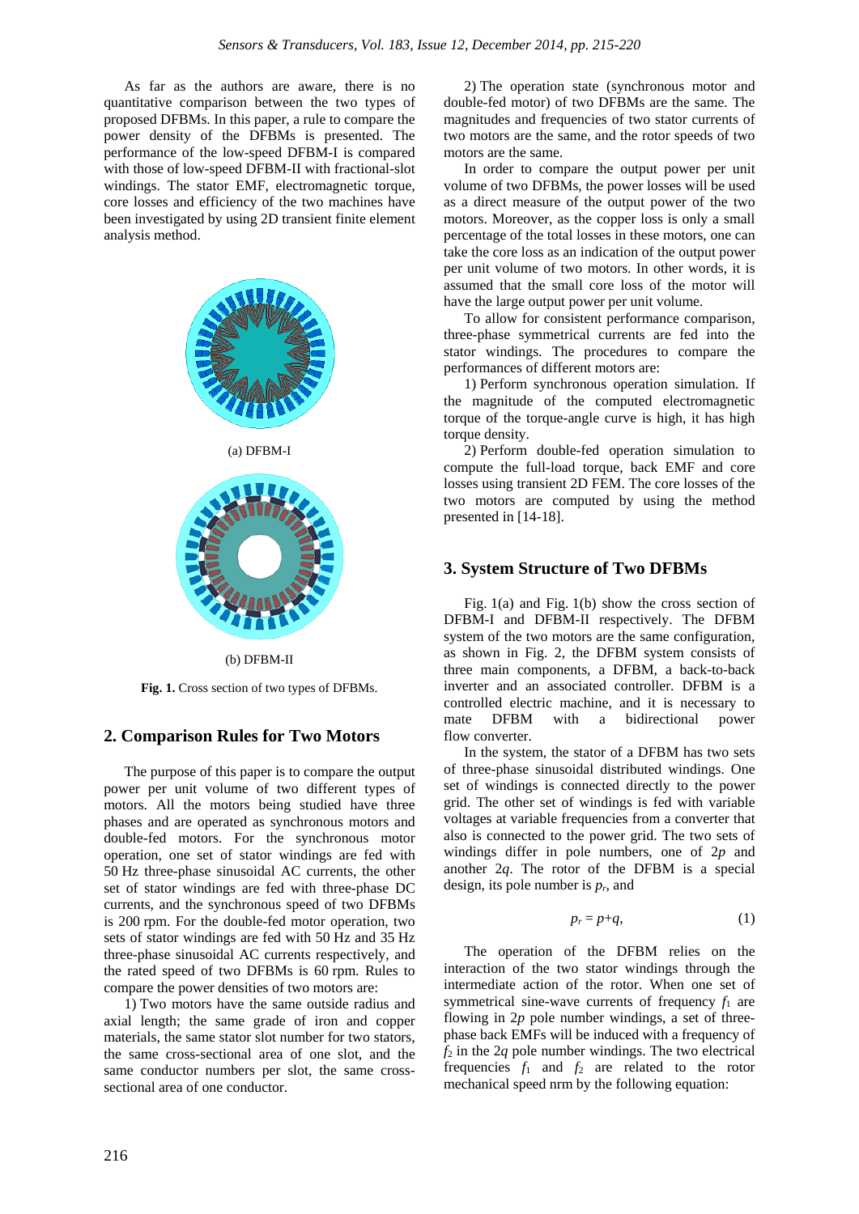As far as the authors are aware, there is no quantitative comparison between the two types of proposed DFBMs. In this paper, a rule to compare the power density of the DFBMs is presented. The performance of the low-speed DFBM-I is compared with those of low-speed DFBM-II with fractional-slot windings. The stator EMF, electromagnetic torque, core losses and efficiency of the two machines have been investigated by using 2D transient finite element analysis method.

(a) DFBM-I

(b) DFBM-II

**Fig. 1.** Cross section of two types of DFBMs.

## 2. Comparison Rules for Two Motors

The purpose of this paper is to compare the output power per unit volume of two different types of motors. All the motors being studied have three phases and are operated as synchronous motors and double-fed motors. For the synchronous motor operation, one set of stator windings are fed with 50 Hz three-phase sinusoidal AC currents, the other set of stator windings are fed with three-phase DC currents, and the synchronous speed of two DFBMs is 200 rpm. For the double-fed motor operation, two sets of stator windings are fed with 50 Hz and 35 Hz three-phase sinusoidal AC currents respectively, and the rated speed of two DFBMs is 60 rpm. Rules to compare the power densities of two motors are:

1) Two motors have the same outside radius and axial length; the same grade of iron and copper materials, the same stator slot number for two stators, the same cross-sectional area of one slot, and the same conductor numbers per slot, the same cross-sectional area of one conductor.

2) The operation state (synchronous motor and double-fed motor) of two DFBMs are the same. The magnitudes and frequencies of two stator currents of two motors are the same, and the rotor speeds of two motors are the same.

In order to compare the output power per unit volume of two DFBMs, the power losses will be used as a direct measure of the output power of the two motors. Moreover, as the copper loss is only a small percentage of the total losses in these motors, one can take the core loss as an indication of the output power per unit volume of two motors. In other words, it is assumed that the small core loss of the motor will have the large output power per unit volume.

To allow for consistent performance comparison, three-phase symmetrical currents are fed into the stator windings. The procedures to compare the performances of different motors are:

1) Perform synchronous operation simulation. If the magnitude of the computed electromagnetic torque of the torque-angle curve is high, it has high torque density.

2) Perform double-fed operation simulation to compute the full-load torque, back EMF and core losses using transient 2D FEM. The core losses of the two motors are computed by using the method presented in [14-18].

## 3. System Structure of Two DFBMs

Fig. 1(a) and Fig. 1(b) show the cross section of DFBM-I and DFBM-II respectively. The DFBM system of the two motors are the same configuration, as shown in Fig. 2, the DFBM system consists of three main components, a DFBM, a back-to-back inverter and an associated controller. DFBM is a controlled electric machine, and it is necessary to mate DFBM with a bidirectional power flow converter.

In the system, the stator of a DFBM has two sets of three-phase sinusoidal distributed windings. One set of windings is connected directly to the power grid. The other set of windings is fed with variable voltages at variable frequencies from a converter that also is connected to the power grid. The two sets of windings differ in pole numbers, one of $2p$ and another $2q$. The rotor of the DFBM is a special design, its pole number is $p_r$, and

$$p_r = p+q, \tag{1}$$

The operation of the DFBM relies on the interaction of the two stator windings through the intermediate action of the rotor. When one set of symmetrical sine-wave currents of frequency $f_1$ are flowing in $2p$ pole number windings, a set of three-phase back EMFs will be induced with a frequency of $f_2$ in the $2q$ pole number windings. The two electrical frequencies $f_1$ and $f_2$ are related to the rotor mechanical speed nrm by the following equation: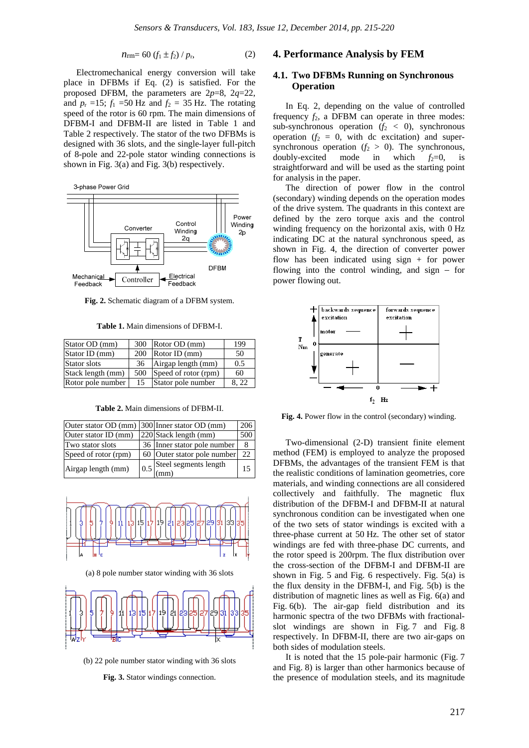$$n_{rm} = 60\,(f_1 \pm f_2) / p_r, \tag{2}$$

Electromechanical energy conversion will take place in DFBMs if Eq. (2) is satisfied. For the proposed DFBM, the parameters are $2p$=8, $2q$=22, and $p_r$ =15; $f_1$ =50 Hz and $f_2$ = 35 Hz. The rotating speed of the rotor is 60 rpm. The main dimensions of DFBM-I and DFBM-II are listed in Table 1 and Table 2 respectively. The stator of the two DFBMs is designed with 36 slots, and the single-layer full-pitch of 8-pole and 22-pole stator winding connections is shown in Fig. 3(a) and Fig. 3(b) respectively.

**Fig. 2.** Schematic diagram of a DFBM system.

**Table 1.** Main dimensions of DFBM-I.

| Stator OD (mm) | 300 | Rotor OD (mm) | 199 |
|---|---|---|---|
| Stator ID (mm) | 200 | Rotor ID (mm) | 50 |
| Stator slots | 36 | Airgap length (mm) | 0.5 |
| Stack length (mm) | 500 | Speed of rotor (rpm) | 60 |
| Rotor pole number | 15 | Stator pole number | 8, 22 |

**Table 2.** Main dimensions of DFBM-II.

| Outer stator OD (mm) | 300 | Inner stator OD (mm) | 206 |
|---|---|---|---|
| Outer stator ID (mm) | 220 | Stack length (mm) | 500 |
| Two stator slots | 36 | Inner stator pole number | 8 |
| Speed of rotor (rpm) | 60 | Outer stator pole number | 22 |
| Airgap length (mm) | 0.5 | Steel segments length (mm) | 15 |

(a) 8 pole number stator winding with 36 slots

(b) 22 pole number stator winding with 36 slots

**Fig. 3.** Stator windings connection.

## 4. Performance Analysis by FEM

### 4.1. Two DFBMs Running on Synchronous Operation

In Eq. 2, depending on the value of controlled frequency $f_2$, a DFBM can operate in three modes: sub-synchronous operation ($f_2$ < 0), synchronous operation ($f_2$ = 0, with dc excitation) and super-synchronous operation ($f_2$ > 0). The synchronous, doubly-excited mode in which $f_2$=0, is straightforward and will be used as the starting point for analysis in the paper.

The direction of power flow in the control (secondary) winding depends on the operation modes of the drive system. The quadrants in this context are defined by the zero torque axis and the control winding frequency on the horizontal axis, with 0 Hz indicating DC at the natural synchronous speed, as shown in Fig. 4, the direction of converter power flow has been indicated using sign + for power flowing into the control winding, and sign – for power flowing out.

**Fig. 4.** Power flow in the control (secondary) winding.

Two-dimensional (2-D) transient finite element method (FEM) is employed to analyze the proposed DFBMs, the advantages of the transient FEM is that the realistic conditions of lamination geometries, core materials, and winding connections are all considered collectively and faithfully. The magnetic flux distribution of the DFBM-I and DFBM-II at natural synchronous condition can be investigated when one of the two sets of stator windings is excited with a three-phase current at 50 Hz. The other set of stator windings are fed with three-phase DC currents, and the rotor speed is 200rpm. The flux distribution over the cross-section of the DFBM-I and DFBM-II are shown in Fig. 5 and Fig. 6 respectively. Fig. 5(a) is the flux density in the DFBM-I, and Fig. 5(b) is the distribution of magnetic lines as well as Fig. 6(a) and Fig. 6(b). The air-gap field distribution and its harmonic spectra of the two DFBMs with fractional-slot windings are shown in Fig. 7 and Fig. 8 respectively. In DFBM-II, there are two air-gaps on both sides of modulation steels.

It is noted that the 15 pole-pair harmonic (Fig. 7 and Fig. 8) is larger than other harmonics because of the presence of modulation steels, and its magnitude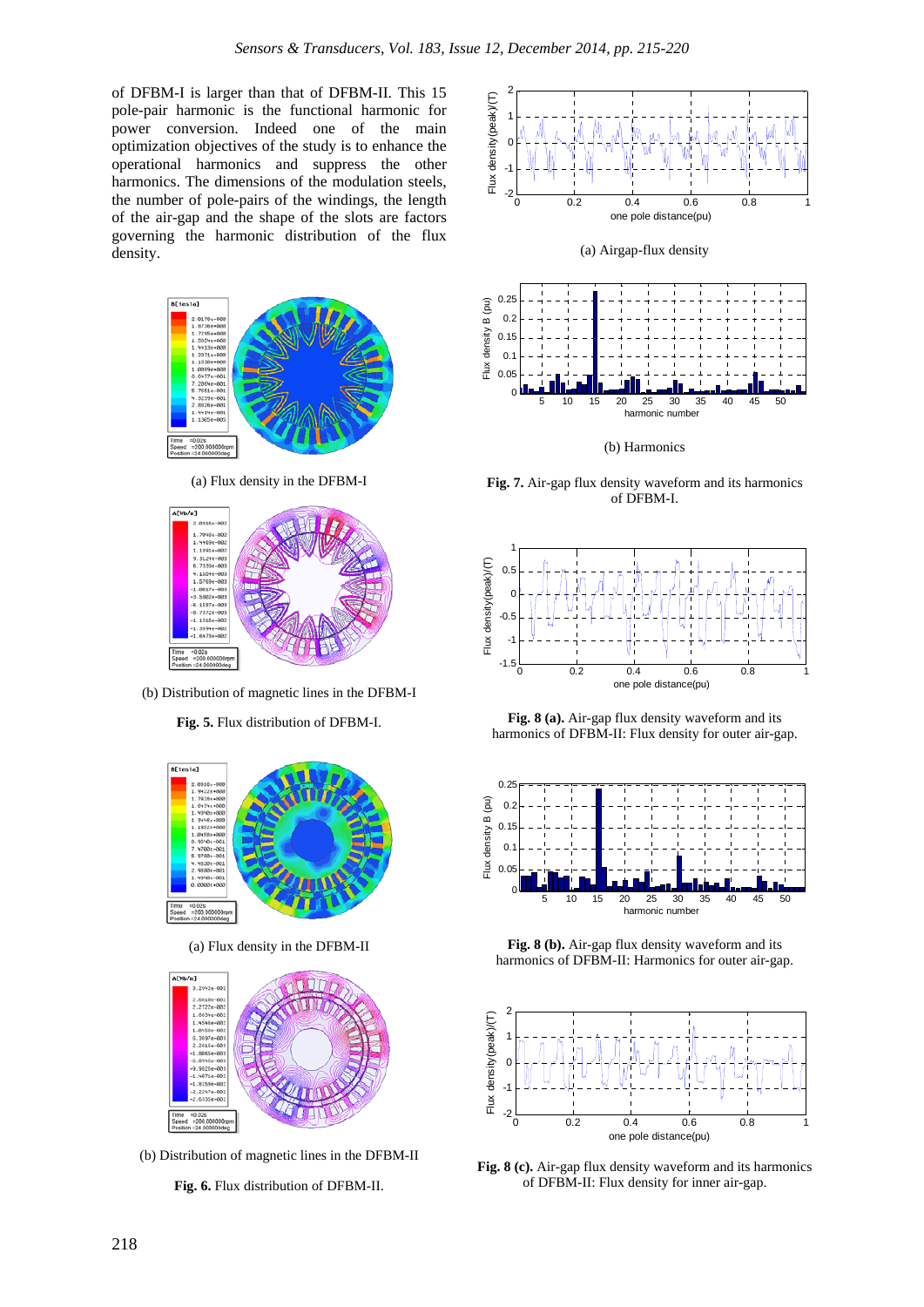of DFBM-I is larger than that of DFBM-II. This 15 pole-pair harmonic is the functional harmonic for power conversion. Indeed one of the main optimization objectives of the study is to enhance the operational harmonics and suppress the other harmonics. The dimensions of the modulation steels, the number of pole-pairs of the windings, the length of the air-gap and the shape of the slots are factors governing the harmonic distribution of the flux density.

(a) Flux density in the DFBM-I

(b) Distribution of magnetic lines in the DFBM-I

**Fig. 5.** Flux distribution of DFBM-I.

(a) Flux density in the DFBM-II

(b) Distribution of magnetic lines in the DFBM-II

**Fig. 6.** Flux distribution of DFBM-II.

(a) Airgap-flux density

(b) Harmonics

**Fig. 7.** Air-gap flux density waveform and its harmonics of DFBM-I.

**Fig. 8 (a).** Air-gap flux density waveform and its harmonics of DFBM-II: Flux density for outer air-gap.

**Fig. 8 (b).** Air-gap flux density waveform and its harmonics of DFBM-II: Harmonics for outer air-gap.

**Fig. 8 (c).** Air-gap flux density waveform and its harmonics of DFBM-II: Flux density for inner air-gap.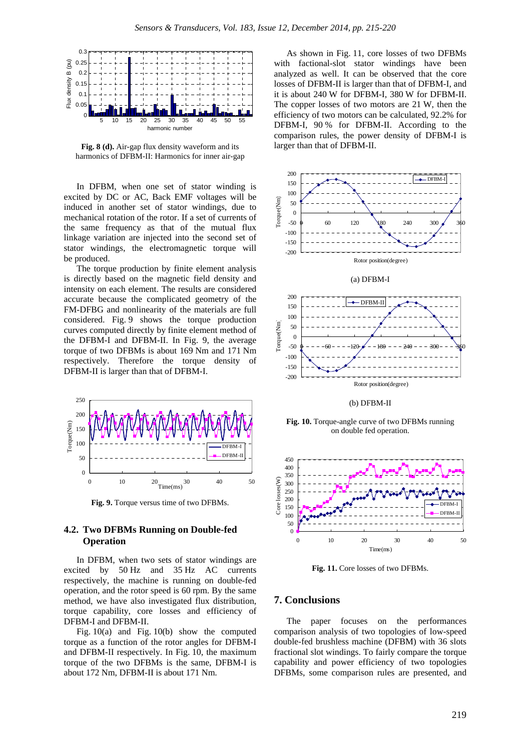**Fig. 8 (d).** Air-gap flux density waveform and its harmonics of DFBM-II: Harmonics for inner air-gap

In DFBM, when one set of stator winding is excited by DC or AC, Back EMF voltages will be induced in another set of stator windings, due to mechanical rotation of the rotor. If a set of currents of the same frequency as that of the mutual flux linkage variation are injected into the second set of stator windings, the electromagnetic torque will be produced.

The torque production by finite element analysis is directly based on the magnetic field density and intensity on each element. The results are considered accurate because the complicated geometry of the FM-DFBG and nonlinearity of the materials are full considered. Fig. 9 shows the torque production curves computed directly by finite element method of the DFBM-I and DFBM-II. In Fig. 9, the average torque of two DFBMs is about 169 Nm and 171 Nm respectively. Therefore the torque density of DFBM-II is larger than that of DFBM-I.

**Fig. 9.** Torque versus time of two DFBMs.

### 4.2. Two DFBMs Running on Double-fed Operation

In DFBM, when two sets of stator windings are excited by 50 Hz and 35 Hz AC currents respectively, the machine is running on double-fed operation, and the rotor speed is 60 rpm. By the same method, we have also investigated flux distribution, torque capability, core losses and efficiency of DFBM-I and DFBM-II.

Fig. 10(a) and Fig. 10(b) show the computed torque as a function of the rotor angles for DFBM-I and DFBM-II respectively. In Fig. 10, the maximum torque of the two DFBMs is the same, DFBM-I is about 172 Nm, DFBM-II is about 171 Nm.

As shown in Fig. 11, core losses of two DFBMs with factional-slot stator windings have been analyzed as well. It can be observed that the core losses of DFBM-II is larger than that of DFBM-I, and it is about 240 W for DFBM-I, 380 W for DFBM-II. The copper losses of two motors are 21 W, then the efficiency of two motors can be calculated, 92.2% for DFBM-I, 90 % for DFBM-II. According to the comparison rules, the power density of DFBM-I is larger than that of DFBM-II.

(a) DFBM-I

(b) DFBM-II

**Fig. 10.** Torque-angle curve of two DFBMs running on double fed operation.

**Fig. 11.** Core losses of two DFBMs.

## 7. Conclusions

The paper focuses on the performances comparison analysis of two topologies of low-speed double-fed brushless machine (DFBM) with 36 slots fractional slot windings. To fairly compare the torque capability and power efficiency of two topologies DFBMs, some comparison rules are presented, and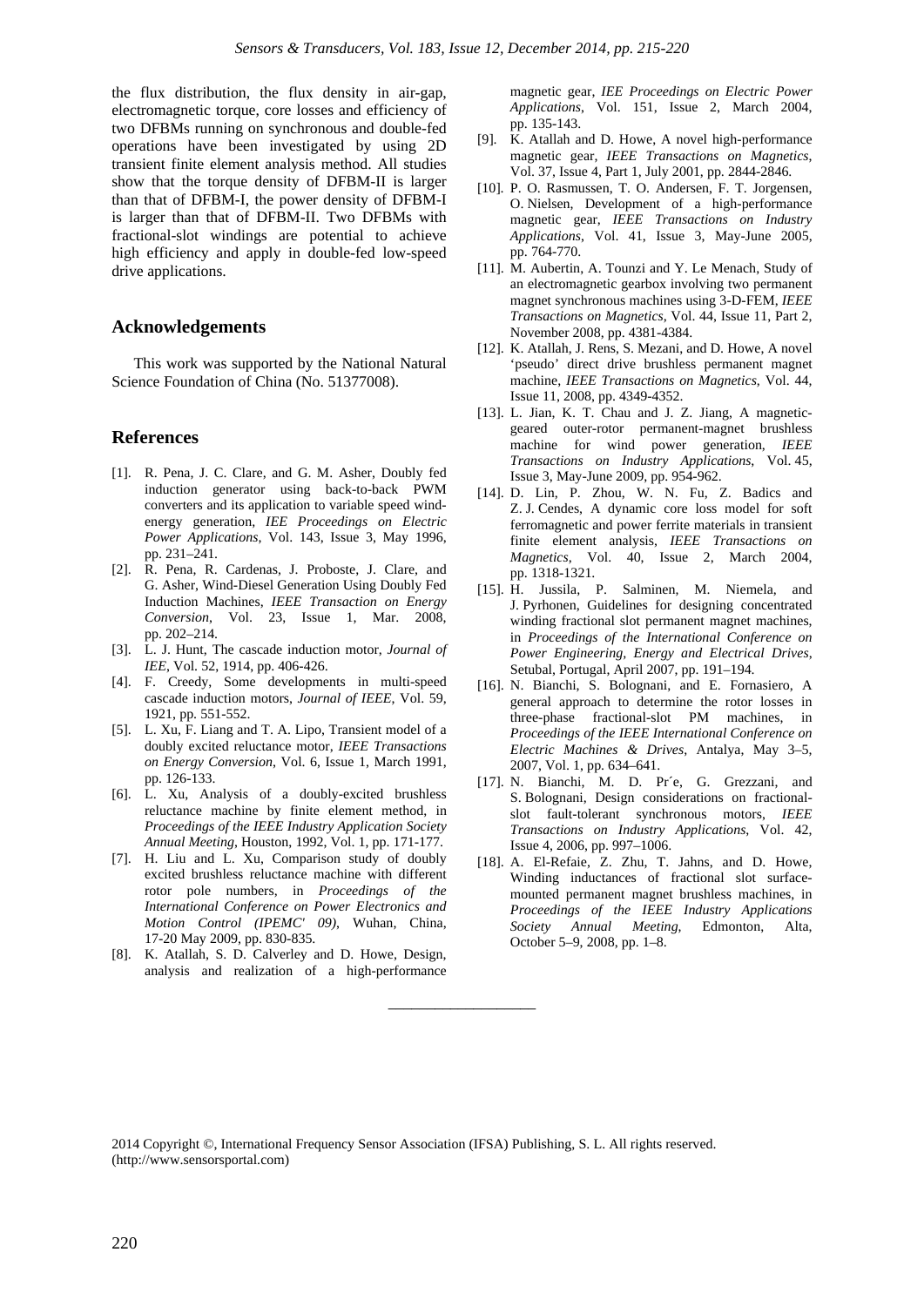the flux distribution, the flux density in air-gap, electromagnetic torque, core losses and efficiency of two DFBMs running on synchronous and double-fed operations have been investigated by using 2D transient finite element analysis method. All studies show that the torque density of DFBM-II is larger than that of DFBM-I, the power density of DFBM-I is larger than that of DFBM-II. Two DFBMs with fractional-slot windings are potential to achieve high efficiency and apply in double-fed low-speed drive applications.

## Acknowledgements

This work was supported by the National Natural Science Foundation of China (No. 51377008).

## References

[1]. R. Pena, J. C. Clare, and G. M. Asher, Doubly fed induction generator using back-to-back PWM converters and its application to variable speed wind-energy generation, *IEE Proceedings on Electric Power Applications*, Vol. 143, Issue 3, May 1996, pp. 231–241.

[2]. R. Pena, R. Cardenas, J. Proboste, J. Clare, and G. Asher, Wind-Diesel Generation Using Doubly Fed Induction Machines, *IEEE Transaction on Energy Conversion*, Vol. 23, Issue 1, Mar. 2008, pp. 202–214.

[3]. L. J. Hunt, The cascade induction motor, *Journal of IEE*, Vol. 52, 1914, pp. 406-426.

[4]. F. Creedy, Some developments in multi-speed cascade induction motors, *Journal of IEEE*, Vol. 59, 1921, pp. 551-552.

[5]. L. Xu, F. Liang and T. A. Lipo, Transient model of a doubly excited reluctance motor, *IEEE Transactions on Energy Conversion*, Vol. 6, Issue 1, March 1991, pp. 126-133.

[6]. L. Xu, Analysis of a doubly-excited brushless reluctance machine by finite element method, in *Proceedings of the IEEE Industry Application Society Annual Meeting*, Houston, 1992, Vol. 1, pp. 171-177.

[7]. H. Liu and L. Xu, Comparison study of doubly excited brushless reluctance machine with different rotor pole numbers, in *Proceedings of the International Conference on Power Electronics and Motion Control (IPEMC' 09)*, Wuhan, China, 17-20 May 2009, pp. 830-835.

[8]. K. Atallah, S. D. Calverley and D. Howe, Design, analysis and realization of a high-performance magnetic gear, *IEE Proceedings on Electric Power Applications*, Vol. 151, Issue 2, March 2004, pp. 135-143.

[9]. K. Atallah and D. Howe, A novel high-performance magnetic gear, *IEEE Transactions on Magnetics*, Vol. 37, Issue 4, Part 1, July 2001, pp. 2844-2846.

[10]. P. O. Rasmussen, T. O. Andersen, F. T. Jorgensen, O. Nielsen, Development of a high-performance magnetic gear, *IEEE Transactions on Industry Applications*, Vol. 41, Issue 3, May-June 2005, pp. 764-770.

[11]. M. Aubertin, A. Tounzi and Y. Le Menach, Study of an electromagnetic gearbox involving two permanent magnet synchronous machines using 3-D-FEM, *IEEE Transactions on Magnetics*, Vol. 44, Issue 11, Part 2, November 2008, pp. 4381-4384.

[12]. K. Atallah, J. Rens, S. Mezani, and D. Howe, A novel 'pseudo' direct drive brushless permanent magnet machine, *IEEE Transactions on Magnetics*, Vol. 44, Issue 11, 2008, pp. 4349-4352.

[13]. L. Jian, K. T. Chau and J. Z. Jiang, A magnetic-geared outer-rotor permanent-magnet brushless machine for wind power generation, *IEEE Transactions on Industry Applications*, Vol. 45, Issue 3, May-June 2009, pp. 954-962.

[14]. D. Lin, P. Zhou, W. N. Fu, Z. Badics and Z. J. Cendes, A dynamic core loss model for soft ferromagnetic and power ferrite materials in transient finite element analysis, *IEEE Transactions on Magnetics*, Vol. 40, Issue 2, March 2004, pp. 1318-1321.

[15]. H. Jussila, P. Salminen, M. Niemela, and J. Pyrhonen, Guidelines for designing concentrated winding fractional slot permanent magnet machines, in *Proceedings of the International Conference on Power Engineering, Energy and Electrical Drives*, Setubal, Portugal, April 2007, pp. 191–194.

[16]. N. Bianchi, S. Bolognani, and E. Fornasiero, A general approach to determine the rotor losses in three-phase fractional-slot PM machines, in *Proceedings of the IEEE International Conference on Electric Machines & Drives*, Antalya, May 3–5, 2007, Vol. 1, pp. 634–641.

[17]. N. Bianchi, M. D. Pr´e, G. Grezzani, and S. Bolognani, Design considerations on fractional-slot fault-tolerant synchronous motors, *IEEE Transactions on Industry Applications*, Vol. 42, Issue 4, 2006, pp. 997–1006.

[18]. A. El-Refaie, Z. Zhu, T. Jahns, and D. Howe, Winding inductances of fractional slot surface-mounted permanent magnet brushless machines, in *Proceedings of the IEEE Industry Applications Society Annual Meeting*, Edmonton, Alta, October 5–9, 2008, pp. 1–8.

---

2014 Copyright ©, International Frequency Sensor Association (IFSA) Publishing, S. L. All rights reserved. (http://www.sensorsportal.com)